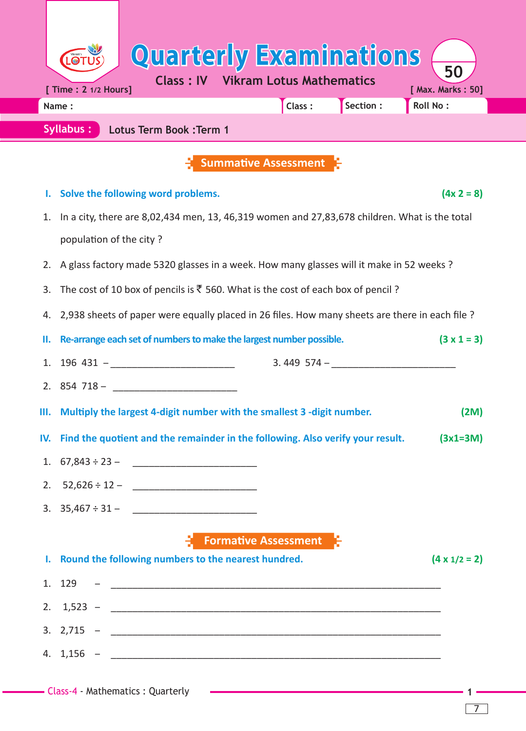# Quarterly Examinations

**Class : IV    Vikram Lotus Mathematics**

[ Time : 2 1/2 Hours]    [ Max. Marks : 50]

50

Name :    Class :    Section :    Roll No :

**Syllabus :** Lotus Term Book :Term 1

## Summative Assessment

**I. Solve the following word problems.** **(4x 2 = 8)**

1. In a city, there are 8,02,434 men, 13, 46,319 women and 27,83,678 children. What is the total population of the city ?
2. A glass factory made 5320 glasses in a week. How many glasses will it make in 52 weeks ?
3. The cost of 10 box of pencils is ₹ 560. What is the cost of each box of pencil ?
4. 2,938 sheets of paper were equally placed in 26 files. How many sheets are there in each file ?

**II. Re-arrange each set of numbers to make the largest number possible.** **(3 x 1 = 3)**

1. 196 431 – ________________________
2. 854 718 – ________________________
3. 449 574 – ________________________

**III. Multiply the largest 4-digit number with the smallest 3 -digit number.** **(2M)**

**IV. Find the quotient and the remainder in the following. Also verify your result.** **(3x1=3M)**

1. 67,843 ÷ 23 – ________________________
2. 52,626 ÷ 12 – ________________________
3. 35,467 ÷ 31 – ________________________

## Formative Assessment

**I. Round the following numbers to the nearest hundred.** **(4 x 1/2 = 2)**

1. 129 – ________________________
2. 1,523 – ________________________
3. 2,715 – ________________________
4. 1,156 – ________________________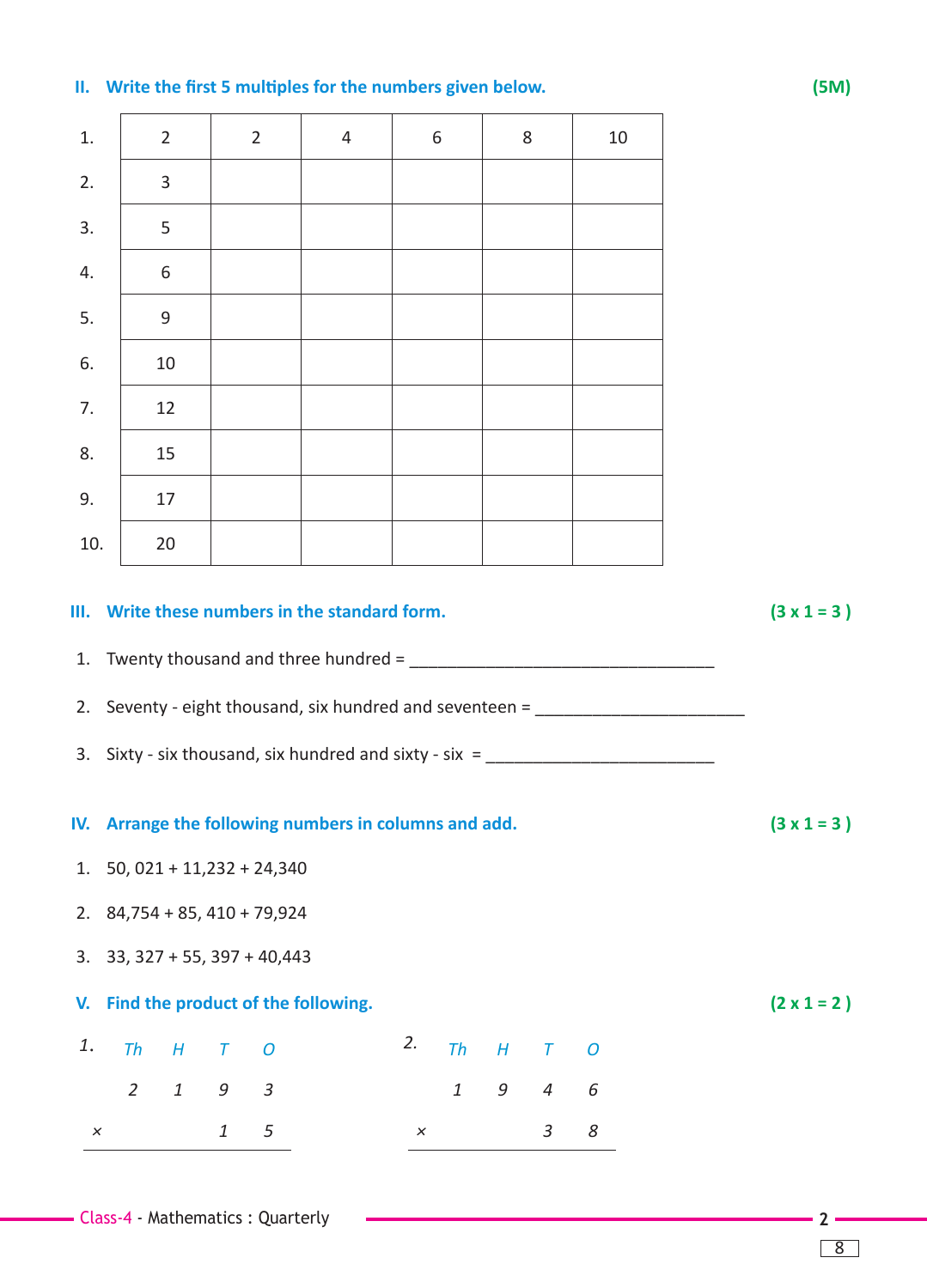## II. Write the first 5 multiples for the numbers given below. (5M)

| | | | | | | |
|---|---|---|---|---|---|---|
| 1. | 2 | 2 | 4 | 6 | 8 | 10 |
| 2. | 3 | | | | | |
| 3. | 5 | | | | | |
| 4. | 6 | | | | | |
| 5. | 9 | | | | | |
| 6. | 10 | | | | | |
| 7. | 12 | | | | | |
| 8. | 15 | | | | | |
| 9. | 17 | | | | | |
| 10. | 20 | | | | | |

## III. Write these numbers in the standard form. (3 x 1 = 3 )

1. Twenty thousand and three hundred = ________________________________
2. Seventy - eight thousand, six hundred and seventeen = ______________________
3. Sixty - six thousand, six hundred and sixty - six = ________________________

## IV. Arrange the following numbers in columns and add. (3 x 1 = 3 )

1. 50, 021 + 11,232 + 24,340
2. 84,754 + 85, 410 + 79,924
3. 33, 327 + 55, 397 + 40,443

## V. Find the product of the following. (2 x 1 = 2 )

1.

| | Th | H | T | O |
|---|---|---|---|---|
| | 2 | 1 | 9 | 3 |
| × | | | 1 | 5 |

2.

| | Th | H | T | O |
|---|---|---|---|---|
| | 1 | 9 | 4 | 6 |
| × | | | 3 | 8 |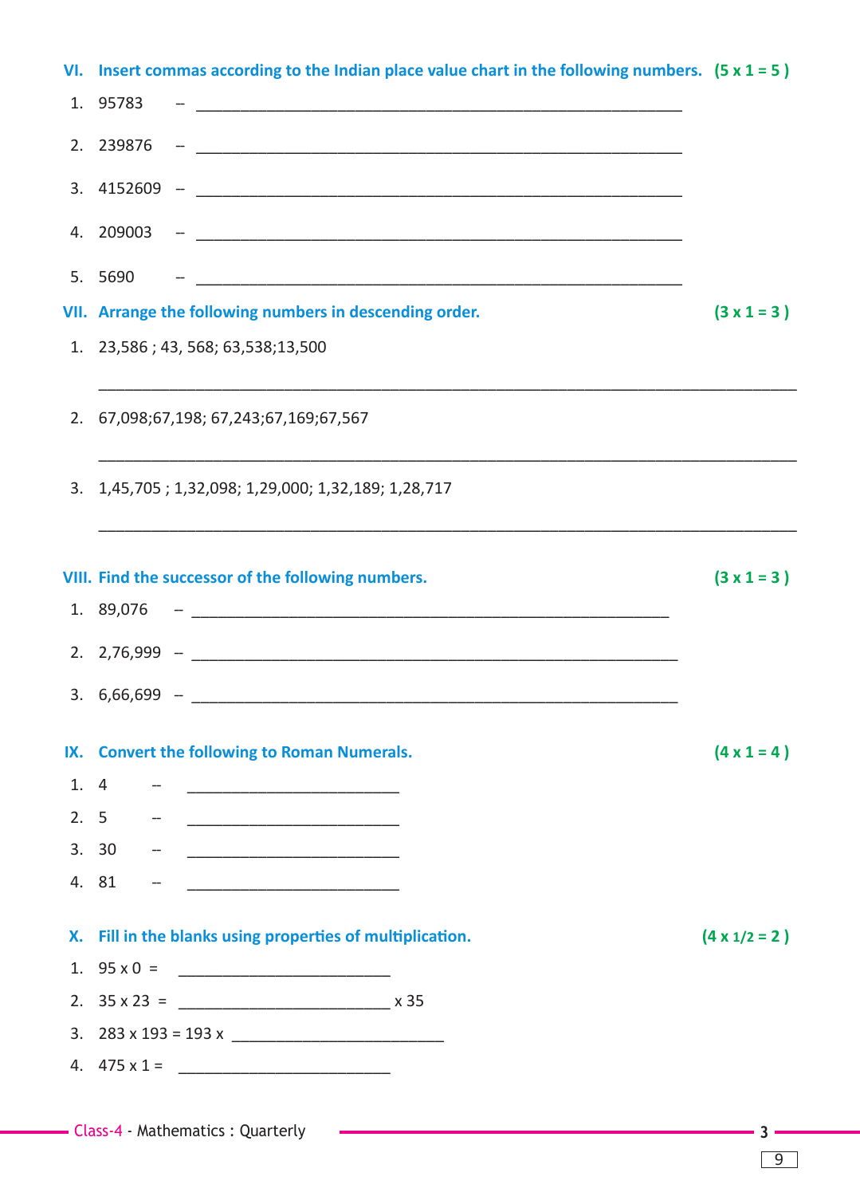## VI. Insert commas according to the Indian place value chart in the following numbers. (5 x 1 = 5 )

1. 95783 – ____________________
2. 239876 – ____________________
3. 4152609 – ____________________
4. 209003 – ____________________
5. 5690 – ____________________

## VII. Arrange the following numbers in descending order. (3 x 1 = 3 )

1. 23,586 ; 43, 568; 63,538;13,500

____________________

2. 67,098;67,198; 67,243;67,169;67,567

____________________

3. 1,45,705 ; 1,32,098; 1,29,000; 1,32,189; 1,28,717

____________________

## VIII. Find the successor of the following numbers. (3 x 1 = 3 )

1. 89,076 – ____________________
2. 2,76,999 – ____________________
3. 6,66,699 – ____________________

## IX. Convert the following to Roman Numerals. (4 x 1 = 4 )

1. 4 – ____________________
2. 5 – ____________________
3. 30 – ____________________
4. 81 – ____________________

## X. Fill in the blanks using properties of multiplication. (4 x 1/2 = 2 )

1. 95 x 0 = ____________________
2. 35 x 23 = ____________________ x 35
3. 283 x 193 = 193 x ____________________
4. 475 x 1 = ____________________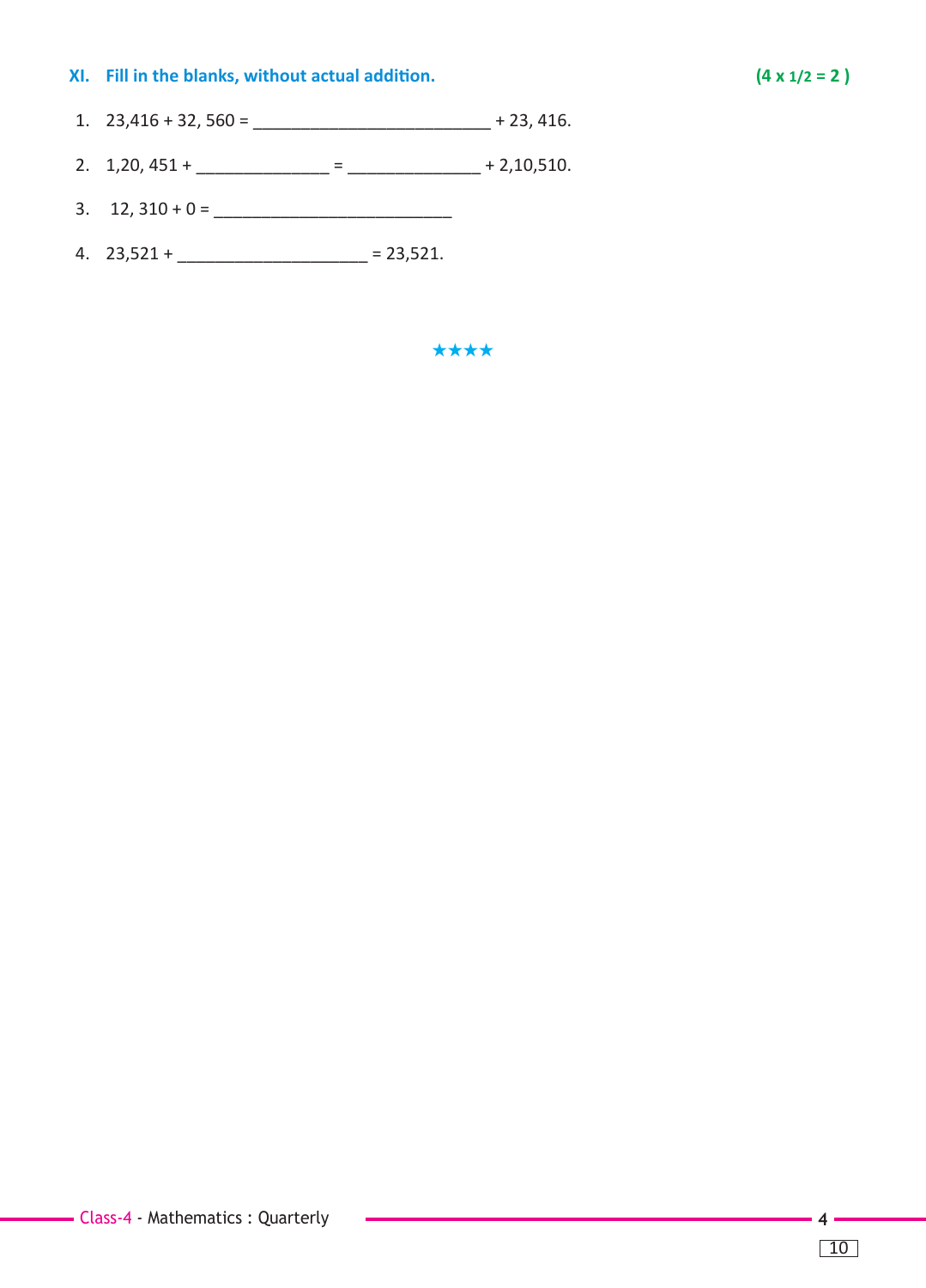## XI. Fill in the blanks, without actual addition. (4 x 1/2 = 2 )

1. 23,416 + 32, 560 = ___________________________ + 23, 416.
2. 1,20, 451 + _______________ = _______________ + 2,10,510.
3. 12, 310 + 0 = ___________________________
4. 23,521 + ______________________ = 23,521.

★★★★